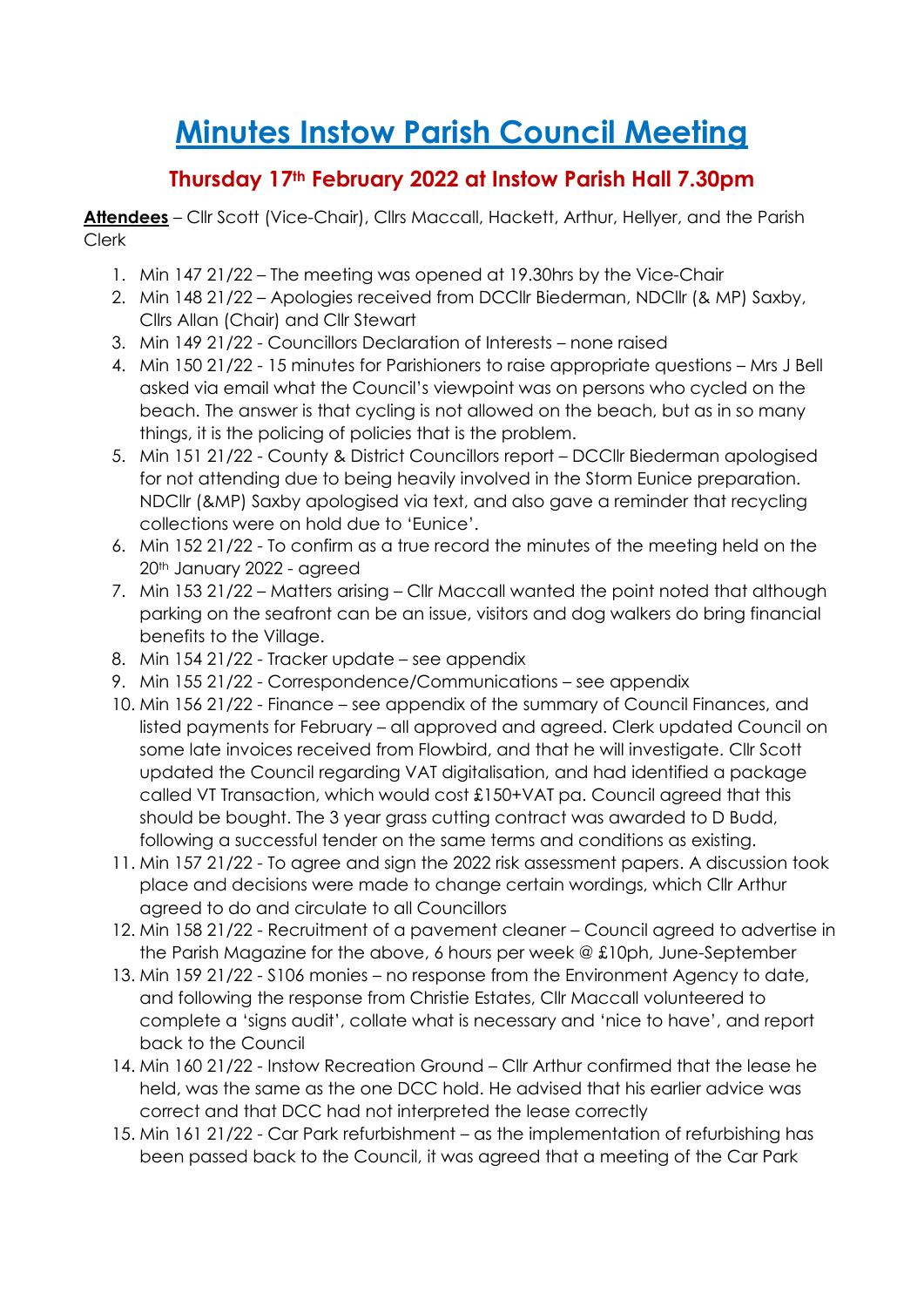# Minutes Instow Parish Council Meeting

## Thursday 17th February 2022 at Instow Parish Hall 7.30pm

**Attendees** – Cllr Scott (Vice-Chair), Cllrs Maccall, Hackett, Arthur, Hellyer, and the Parish Clerk

1. Min 147 21/22 – The meeting was opened at 19.30hrs by the Vice-Chair
2. Min 148 21/22 – Apologies received from DCCllr Biederman, NDCllr (& MP) Saxby, Cllrs Allan (Chair) and Cllr Stewart
3. Min 149 21/22 - Councillors Declaration of Interests – none raised
4. Min 150 21/22 - 15 minutes for Parishioners to raise appropriate questions – Mrs J Bell asked via email what the Council's viewpoint was on persons who cycled on the beach. The answer is that cycling is not allowed on the beach, but as in so many things, it is the policing of policies that is the problem.
5. Min 151 21/22 - County & District Councillors report – DCCllr Biederman apologised for not attending due to being heavily involved in the Storm Eunice preparation. NDCllr (&MP) Saxby apologised via text, and also gave a reminder that recycling collections were on hold due to 'Eunice'.
6. Min 152 21/22 - To confirm as a true record the minutes of the meeting held on the 20th January 2022 - agreed
7. Min 153 21/22 – Matters arising – Cllr Maccall wanted the point noted that although parking on the seafront can be an issue, visitors and dog walkers do bring financial benefits to the Village.
8. Min 154 21/22 - Tracker update – see appendix
9. Min 155 21/22 - Correspondence/Communications – see appendix
10. Min 156 21/22 - Finance – see appendix of the summary of Council Finances, and listed payments for February – all approved and agreed. Clerk updated Council on some late invoices received from Flowbird, and that he will investigate. Cllr Scott updated the Council regarding VAT digitalisation, and had identified a package called VT Transaction, which would cost £150+VAT pa. Council agreed that this should be bought. The 3 year grass cutting contract was awarded to D Budd, following a successful tender on the same terms and conditions as existing.
11. Min 157 21/22 - To agree and sign the 2022 risk assessment papers. A discussion took place and decisions were made to change certain wordings, which Cllr Arthur agreed to do and circulate to all Councillors
12. Min 158 21/22 - Recruitment of a pavement cleaner – Council agreed to advertise in the Parish Magazine for the above, 6 hours per week @ £10ph, June-September
13. Min 159 21/22 - S106 monies – no response from the Environment Agency to date, and following the response from Christie Estates, Cllr Maccall volunteered to complete a 'signs audit', collate what is necessary and 'nice to have', and report back to the Council
14. Min 160 21/22 - Instow Recreation Ground – Cllr Arthur confirmed that the lease he held, was the same as the one DCC hold. He advised that his earlier advice was correct and that DCC had not interpreted the lease correctly
15. Min 161 21/22 - Car Park refurbishment – as the implementation of refurbishing has been passed back to the Council, it was agreed that a meeting of the Car Park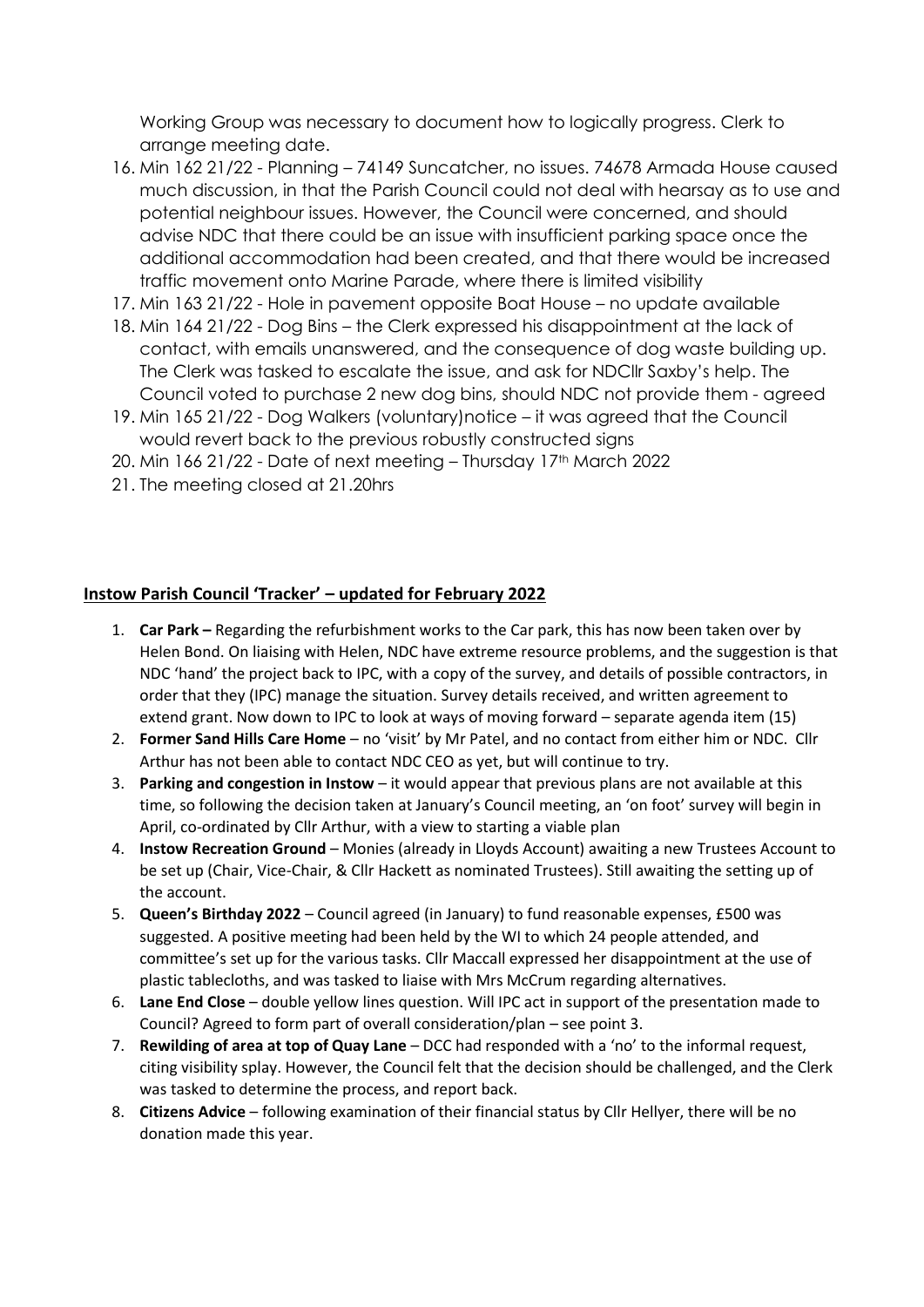Working Group was necessary to document how to logically progress. Clerk to arrange meeting date.

16. Min 162 21/22 - Planning – 74149 Suncatcher, no issues. 74678 Armada House caused much discussion, in that the Parish Council could not deal with hearsay as to use and potential neighbour issues. However, the Council were concerned, and should advise NDC that there could be an issue with insufficient parking space once the additional accommodation had been created, and that there would be increased traffic movement onto Marine Parade, where there is limited visibility
17. Min 163 21/22 - Hole in pavement opposite Boat House – no update available
18. Min 164 21/22 - Dog Bins – the Clerk expressed his disappointment at the lack of contact, with emails unanswered, and the consequence of dog waste building up. The Clerk was tasked to escalate the issue, and ask for NDCllr Saxby's help. The Council voted to purchase 2 new dog bins, should NDC not provide them - agreed
19. Min 165 21/22 - Dog Walkers (voluntary)notice – it was agreed that the Council would revert back to the previous robustly constructed signs
20. Min 166 21/22 - Date of next meeting – Thursday 17th March 2022
21. The meeting closed at 21.20hrs

## Instow Parish Council 'Tracker' – updated for February 2022

1. **Car Park –** Regarding the refurbishment works to the Car park, this has now been taken over by Helen Bond. On liaising with Helen, NDC have extreme resource problems, and the suggestion is that NDC 'hand' the project back to IPC, with a copy of the survey, and details of possible contractors, in order that they (IPC) manage the situation. Survey details received, and written agreement to extend grant. Now down to IPC to look at ways of moving forward – separate agenda item (15)
2. **Former Sand Hills Care Home** – no 'visit' by Mr Patel, and no contact from either him or NDC. Cllr Arthur has not been able to contact NDC CEO as yet, but will continue to try.
3. **Parking and congestion in Instow** – it would appear that previous plans are not available at this time, so following the decision taken at January's Council meeting, an 'on foot' survey will begin in April, co-ordinated by Cllr Arthur, with a view to starting a viable plan
4. **Instow Recreation Ground** – Monies (already in Lloyds Account) awaiting a new Trustees Account to be set up (Chair, Vice-Chair, & Cllr Hackett as nominated Trustees). Still awaiting the setting up of the account.
5. **Queen's Birthday 2022** – Council agreed (in January) to fund reasonable expenses, £500 was suggested. A positive meeting had been held by the WI to which 24 people attended, and committee's set up for the various tasks. Cllr Maccall expressed her disappointment at the use of plastic tablecloths, and was tasked to liaise with Mrs McCrum regarding alternatives.
6. **Lane End Close** – double yellow lines question. Will IPC act in support of the presentation made to Council? Agreed to form part of overall consideration/plan – see point 3.
7. **Rewilding of area at top of Quay Lane** – DCC had responded with a 'no' to the informal request, citing visibility splay. However, the Council felt that the decision should be challenged, and the Clerk was tasked to determine the process, and report back.
8. **Citizens Advice** – following examination of their financial status by Cllr Hellyer, there will be no donation made this year.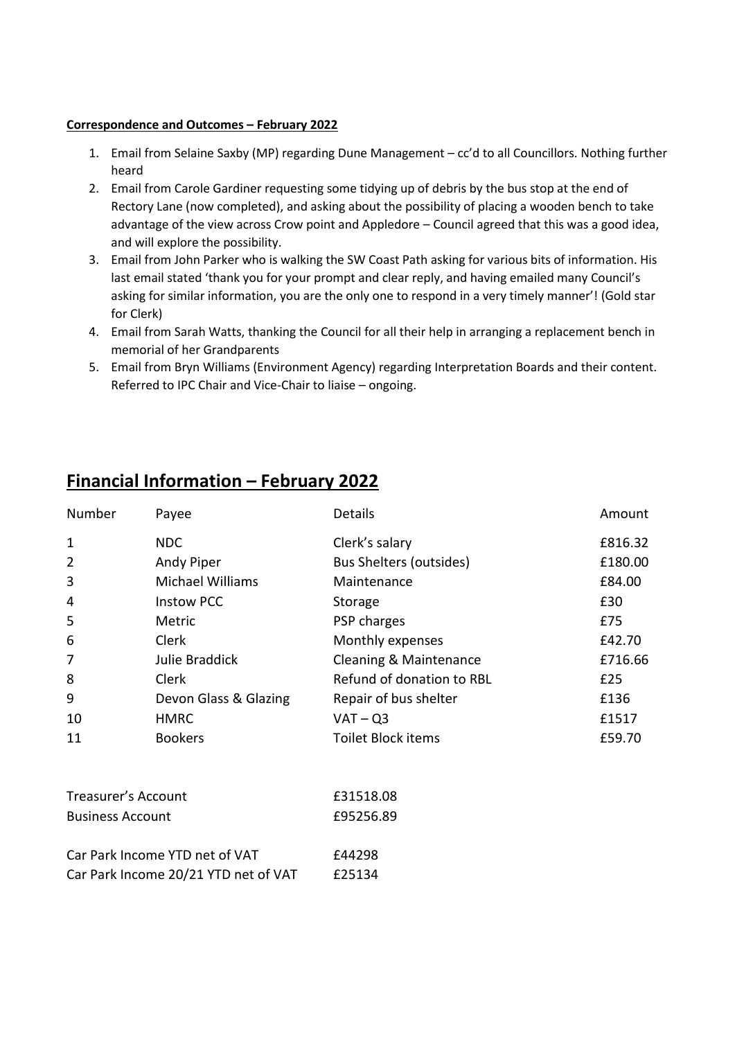**Correspondence and Outcomes – February 2022**

1. Email from Selaine Saxby (MP) regarding Dune Management – cc'd to all Councillors. Nothing further heard
2. Email from Carole Gardiner requesting some tidying up of debris by the bus stop at the end of Rectory Lane (now completed), and asking about the possibility of placing a wooden bench to take advantage of the view across Crow point and Appledore – Council agreed that this was a good idea, and will explore the possibility.
3. Email from John Parker who is walking the SW Coast Path asking for various bits of information. His last email stated 'thank you for your prompt and clear reply, and having emailed many Council's asking for similar information, you are the only one to respond in a very timely manner'! (Gold star for Clerk)
4. Email from Sarah Watts, thanking the Council for all their help in arranging a replacement bench in memorial of her Grandparents
5. Email from Bryn Williams (Environment Agency) regarding Interpretation Boards and their content. Referred to IPC Chair and Vice-Chair to liaise – ongoing.

# Financial Information – February 2022

| Number | Payee | Details | Amount |
|---|---|---|---|
| 1 | NDC | Clerk's salary | £816.32 |
| 2 | Andy Piper | Bus Shelters (outsides) | £180.00 |
| 3 | Michael Williams | Maintenance | £84.00 |
| 4 | Instow PCC | Storage | £30 |
| 5 | Metric | PSP charges | £75 |
| 6 | Clerk | Monthly expenses | £42.70 |
| 7 | Julie Braddick | Cleaning & Maintenance | £716.66 |
| 8 | Clerk | Refund of donation to RBL | £25 |
| 9 | Devon Glass & Glazing | Repair of bus shelter | £136 |
| 10 | HMRC | VAT – Q3 | £1517 |
| 11 | Bookers | Toilet Block items | £59.70 |

| | |
|---|---|
| Treasurer's Account | £31518.08 |
| Business Account | £95256.89 |
| Car Park Income YTD net of VAT | £44298 |
| Car Park Income 20/21 YTD net of VAT | £25134 |